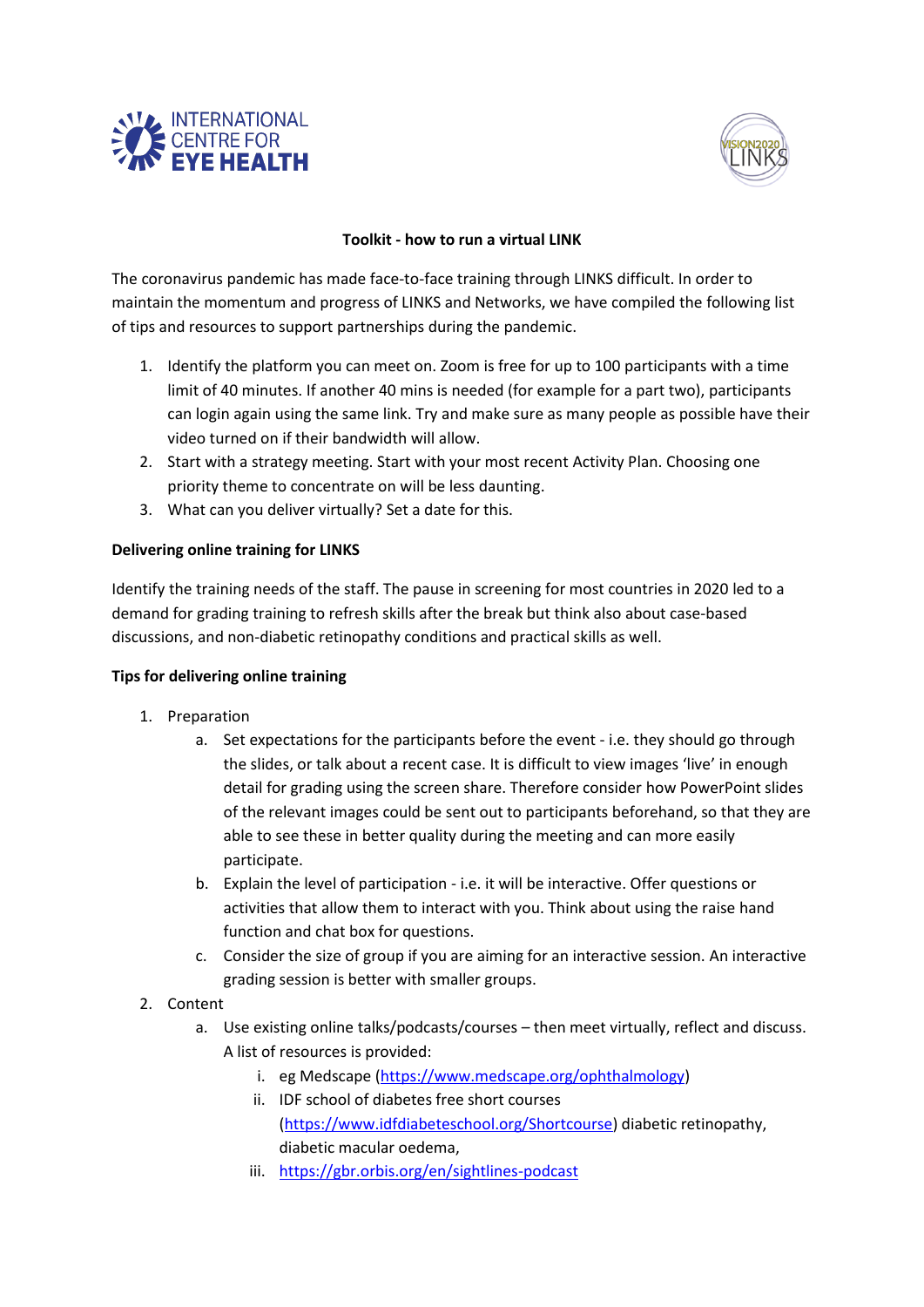INTERNATIONAL CENTRE FOR EYE HEALTH

VISION2020 LINKS

**Toolkit - how to run a virtual LINK**

The coronavirus pandemic has made face-to-face training through LINKS difficult. In order to maintain the momentum and progress of LINKS and Networks, we have compiled the following list of tips and resources to support partnerships during the pandemic.

1. Identify the platform you can meet on. Zoom is free for up to 100 participants with a time limit of 40 minutes. If another 40 mins is needed (for example for a part two), participants can login again using the same link. Try and make sure as many people as possible have their video turned on if their bandwidth will allow.
2. Start with a strategy meeting. Start with your most recent Activity Plan. Choosing one priority theme to concentrate on will be less daunting.
3. What can you deliver virtually? Set a date for this.

**Delivering online training for LINKS**

Identify the training needs of the staff. The pause in screening for most countries in 2020 led to a demand for grading training to refresh skills after the break but think also about case-based discussions, and non-diabetic retinopathy conditions and practical skills as well.

**Tips for delivering online training**

1. Preparation
    a. Set expectations for the participants before the event - i.e. they should go through the slides, or talk about a recent case. It is difficult to view images 'live' in enough detail for grading using the screen share. Therefore consider how PowerPoint slides of the relevant images could be sent out to participants beforehand, so that they are able to see these in better quality during the meeting and can more easily participate.
    b. Explain the level of participation - i.e. it will be interactive. Offer questions or activities that allow them to interact with you. Think about using the raise hand function and chat box for questions.
    c. Consider the size of group if you are aiming for an interactive session. An interactive grading session is better with smaller groups.
2. Content
    a. Use existing online talks/podcasts/courses – then meet virtually, reflect and discuss. A list of resources is provided:
        i. eg Medscape (https://www.medscape.org/ophthalmology)
        ii. IDF school of diabetes free short courses (https://www.idfdiabeteschool.org/Shortcourse) diabetic retinopathy, diabetic macular oedema,
        iii. https://gbr.orbis.org/en/sightlines-podcast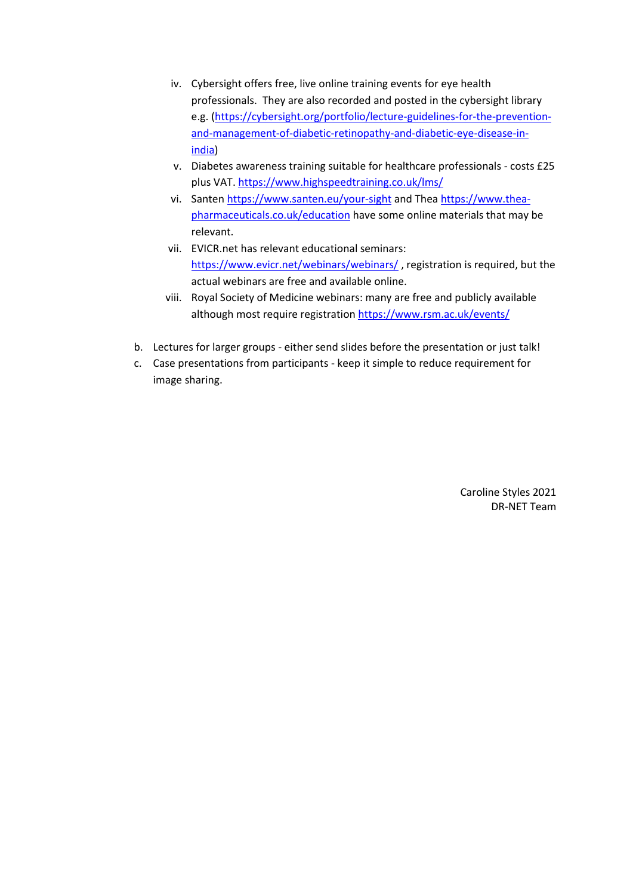iv. Cybersight offers free, live online training events for eye health professionals. They are also recorded and posted in the cybersight library e.g. (https://cybersight.org/portfolio/lecture-guidelines-for-the-prevention-and-management-of-diabetic-retinopathy-and-diabetic-eye-disease-in-india)

v. Diabetes awareness training suitable for healthcare professionals - costs £25 plus VAT. https://www.highspeedtraining.co.uk/lms/

vi. Santen https://www.santen.eu/your-sight and Thea https://www.thea-pharmaceuticals.co.uk/education have some online materials that may be relevant.

vii. EVICR.net has relevant educational seminars: https://www.evicr.net/webinars/webinars/ , registration is required, but the actual webinars are free and available online.

viii. Royal Society of Medicine webinars: many are free and publicly available although most require registration https://www.rsm.ac.uk/events/

b. Lectures for larger groups - either send slides before the presentation or just talk!

c. Case presentations from participants - keep it simple to reduce requirement for image sharing.

Caroline Styles 2021
DR-NET Team